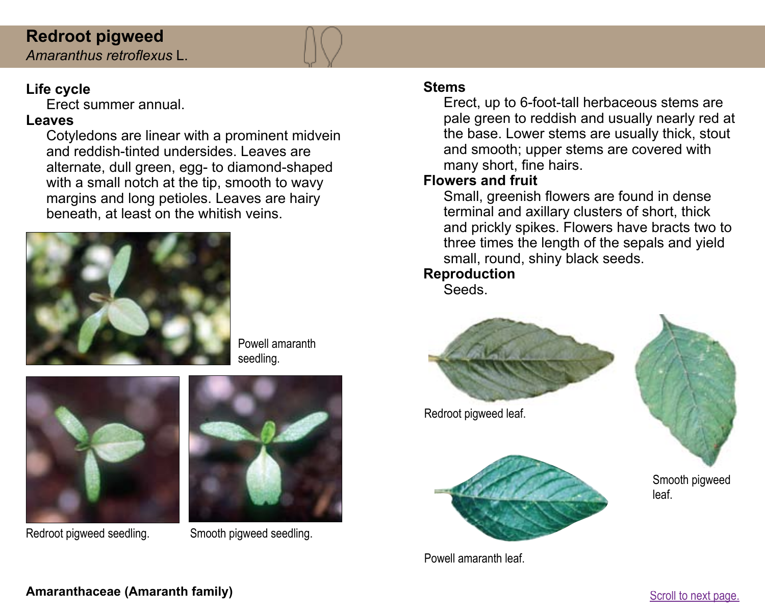# Redroot pigweed

*Amaranthus retroflexus* L.

**Life cycle**

Erect summer annual.

**Leaves**

Cotyledons are linear with a prominent midvein and reddish-tinted undersides. Leaves are alternate, dull green, egg- to diamond-shaped with a small notch at the tip, smooth to wavy margins and long petioles. Leaves are hairy beneath, at least on the whitish veins.

Powell amaranth seedling.

Redroot pigweed seedling.

Smooth pigweed seedling.

**Stems**

Erect, up to 6-foot-tall herbaceous stems are pale green to reddish and usually nearly red at the base. Lower stems are usually thick, stout and smooth; upper stems are covered with many short, fine hairs.

**Flowers and fruit**

Small, greenish flowers are found in dense terminal and axillary clusters of short, thick and prickly spikes. Flowers have bracts two to three times the length of the sepals and yield small, round, shiny black seeds.

**Reproduction**

Seeds.

Redroot pigweed leaf.

Smooth pigweed leaf.

Powell amaranth leaf.

**Amaranthaceae (Amaranth family)**

Scroll to next page.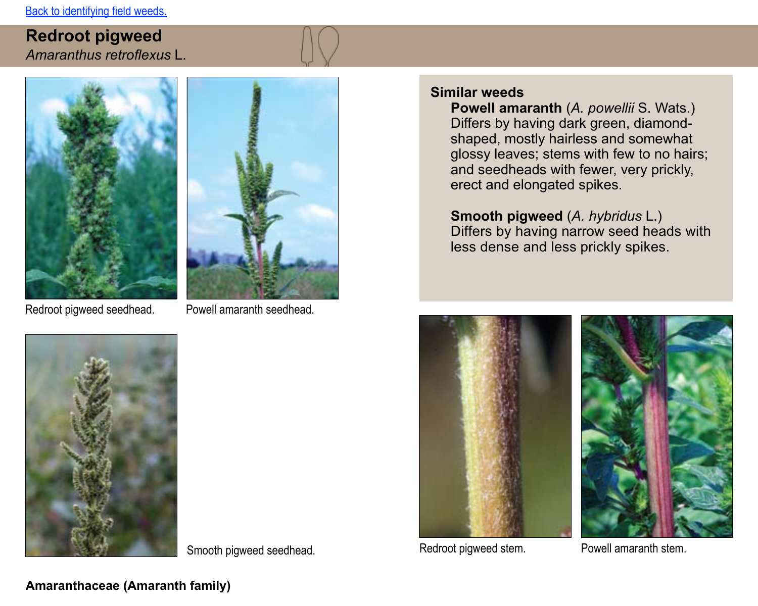[Back to identifying field weeds.]

# Redroot pigweed

*Amaranthus retroflexus* L.

Redroot pigweed seedhead.

Powell amaranth seedhead.

Smooth pigweed seedhead.

## Similar weeds

**Powell amaranth** (*A. powellii* S. Wats.)
Differs by having dark green, diamond-shaped, mostly hairless and somewhat glossy leaves; stems with few to no hairs; and seedheads with fewer, very prickly, erect and elongated spikes.

**Smooth pigweed** (*A. hybridus* L.)
Differs by having narrow seed heads with less dense and less prickly spikes.

Redroot pigweed stem.

Powell amaranth stem.

**Amaranthaceae (Amaranth family)**